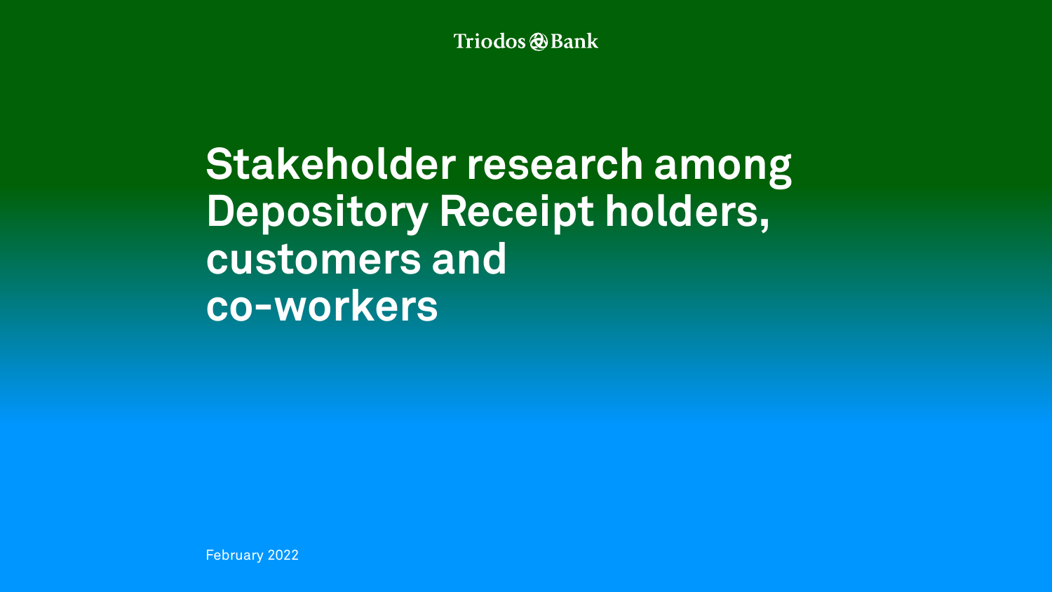Triodos Bank

# Stakeholder research among Depository Receipt holders, customers and co-workers

February 2022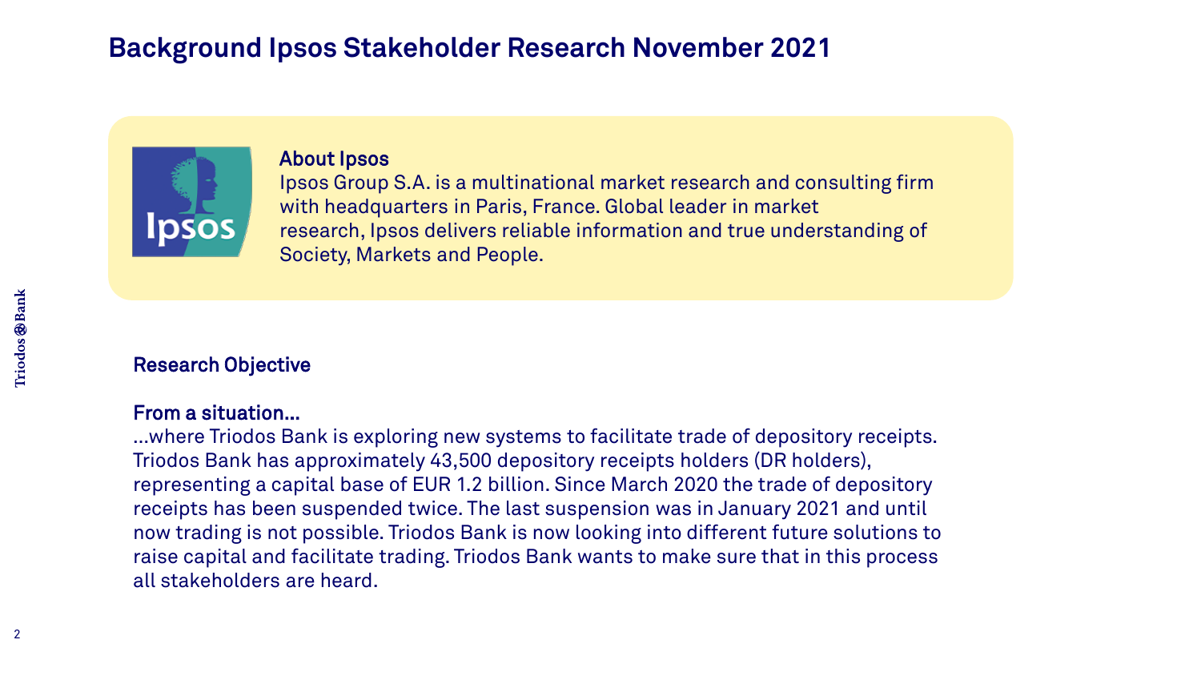# Background Ipsos Stakeholder Research November 2021

**About Ipsos**
Ipsos Group S.A. is a multinational market research and consulting firm with headquarters in Paris, France. Global leader in market research, Ipsos delivers reliable information and true understanding of Society, Markets and People.

**Research Objective**

**From a situation...**
...where Triodos Bank is exploring new systems to facilitate trade of depository receipts. Triodos Bank has approximately 43,500 depository receipts holders (DR holders), representing a capital base of EUR 1.2 billion. Since March 2020 the trade of depository receipts has been suspended twice. The last suspension was in January 2021 and until now trading is not possible. Triodos Bank is now looking into different future solutions to raise capital and facilitate trading. Triodos Bank wants to make sure that in this process all stakeholders are heard.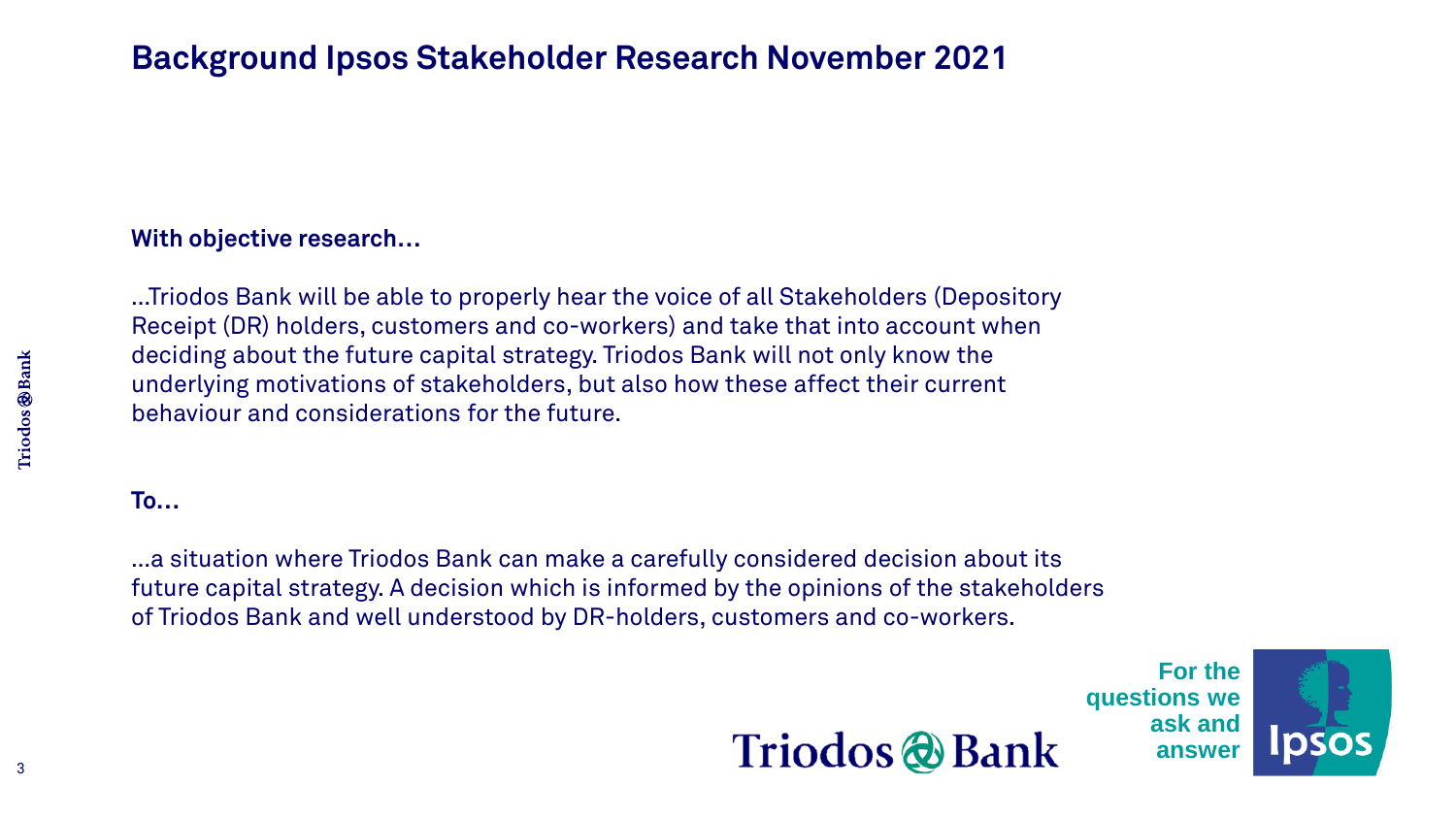# Background Ipsos Stakeholder Research November 2021

**With objective research…**

…Triodos Bank will be able to properly hear the voice of all Stakeholders (Depository Receipt (DR) holders, customers and co-workers) and take that into account when deciding about the future capital strategy. Triodos Bank will not only know the underlying motivations of stakeholders, but also how these affect their current behaviour and considerations for the future.

**To…**

…a situation where Triodos Bank can make a carefully considered decision about its future capital strategy. A decision which is informed by the opinions of the stakeholders of Triodos Bank and well understood by DR-holders, customers and co-workers.

Triodos Bank

For the questions we ask and answer

Ipsos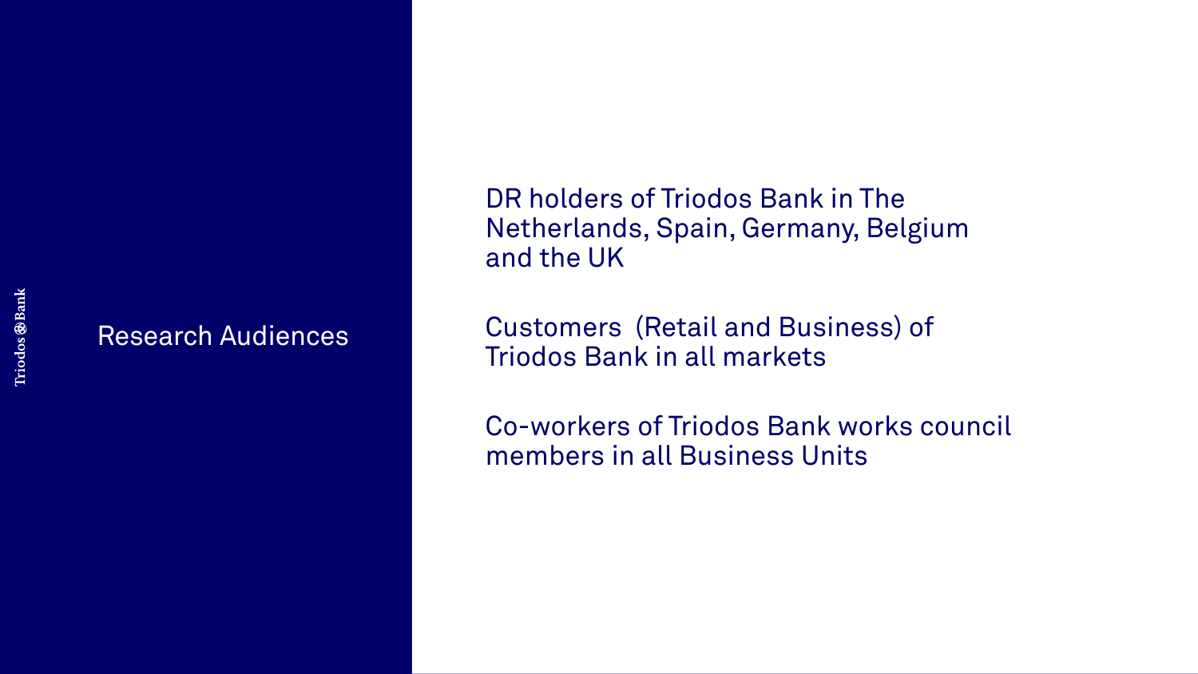# Research Audiences

DR holders of Triodos Bank in The Netherlands, Spain, Germany, Belgium and the UK

Customers (Retail and Business) of Triodos Bank in all markets

Co-workers of Triodos Bank works council members in all Business Units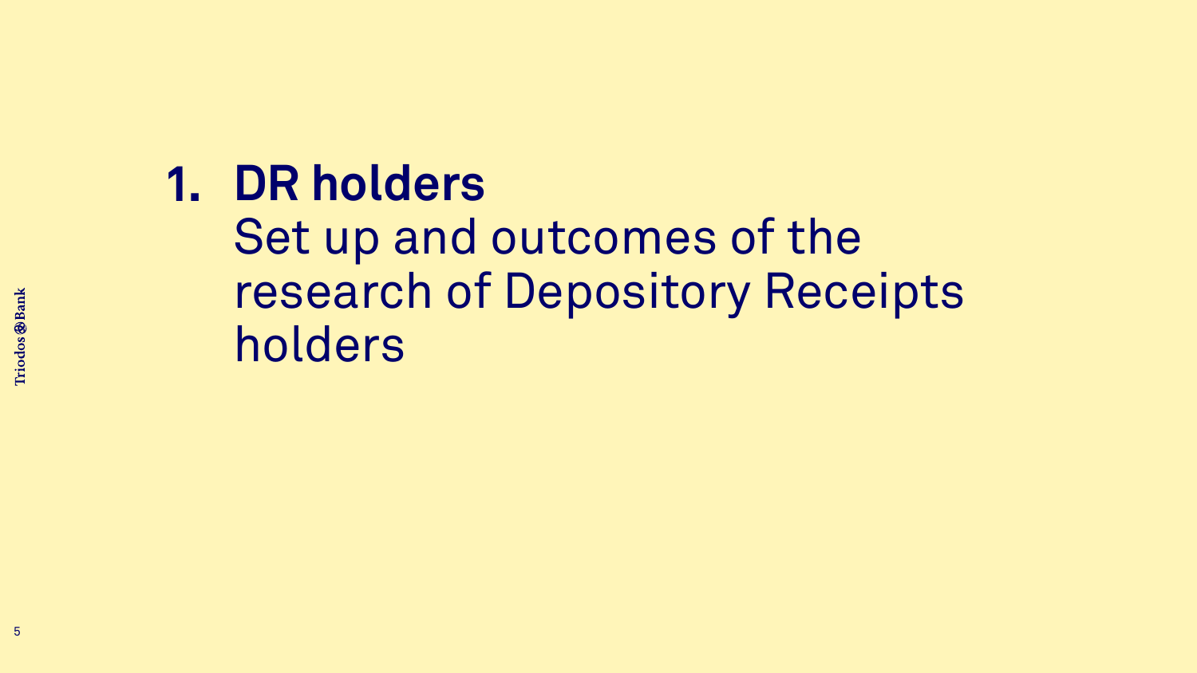# 1. DR holders

Set up and outcomes of the research of Depository Receipts holders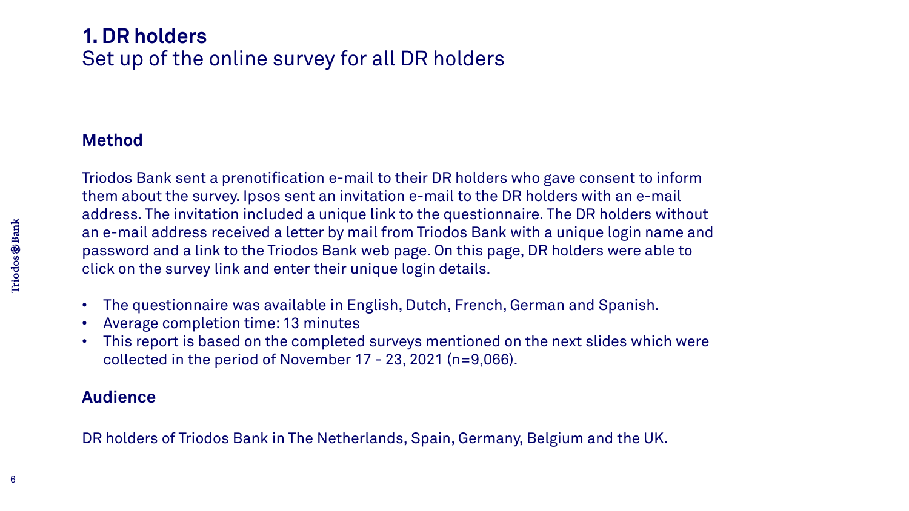# 1. DR holders

Set up of the online survey for all DR holders

## Method

Triodos Bank sent a prenotification e-mail to their DR holders who gave consent to inform them about the survey. Ipsos sent an invitation e-mail to the DR holders with an e-mail address. The invitation included a unique link to the questionnaire. The DR holders without an e-mail address received a letter by mail from Triodos Bank with a unique login name and password and a link to the Triodos Bank web page. On this page, DR holders were able to click on the survey link and enter their unique login details.

- The questionnaire was available in English, Dutch, French, German and Spanish.
- Average completion time: 13 minutes
- This report is based on the completed surveys mentioned on the next slides which were collected in the period of November 17 - 23, 2021 (n=9,066).

## Audience

DR holders of Triodos Bank in The Netherlands, Spain, Germany, Belgium and the UK.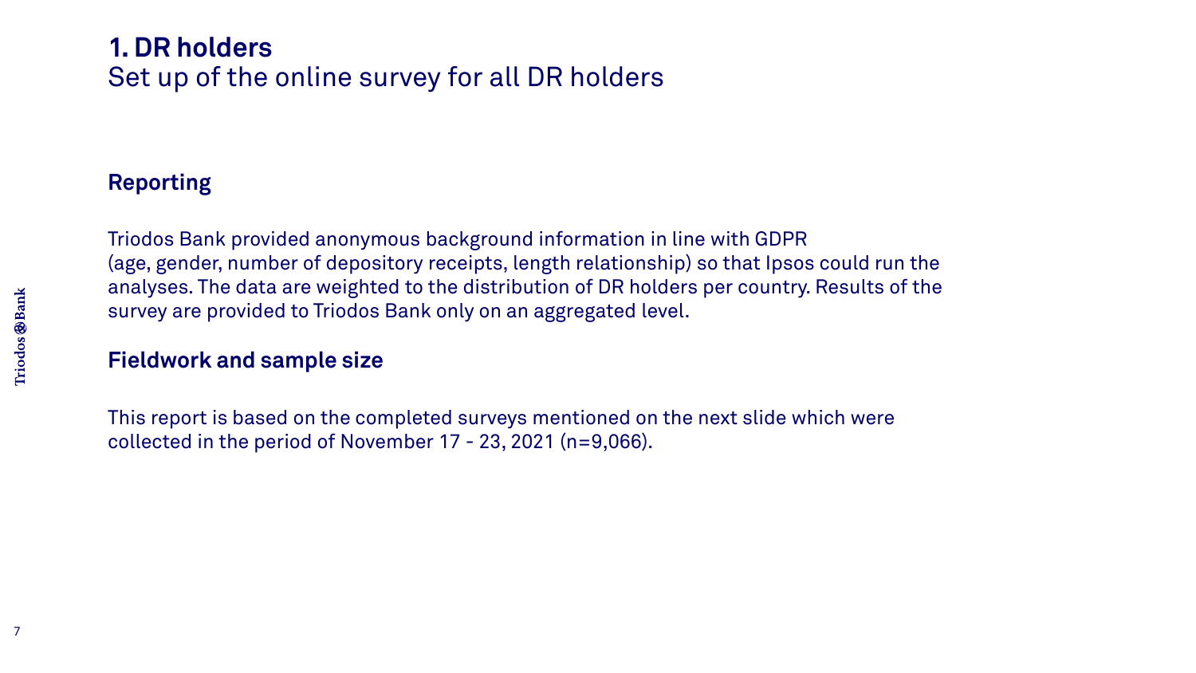# 1. DR holders

Set up of the online survey for all DR holders

## Reporting

Triodos Bank provided anonymous background information in line with GDPR (age, gender, number of depository receipts, length relationship) so that Ipsos could run the analyses. The data are weighted to the distribution of DR holders per country. Results of the survey are provided to Triodos Bank only on an aggregated level.

## Fieldwork and sample size

This report is based on the completed surveys mentioned on the next slide which were collected in the period of November 17 - 23, 2021 (n=9,066).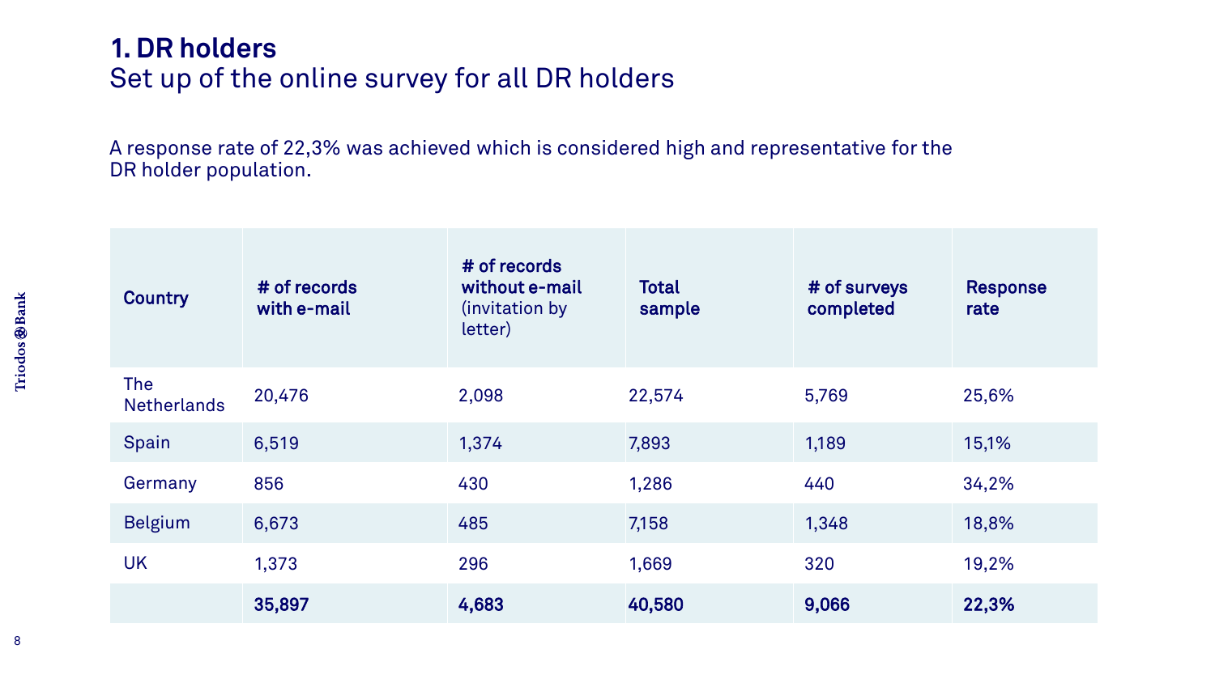# 1. DR holders

## Set up of the online survey for all DR holders

A response rate of 22,3% was achieved which is considered high and representative for the DR holder population.

| Country | # of records with e-mail | # of records without e-mail (invitation by letter) | Total sample | # of surveys completed | Response rate |
|---|---|---|---|---|---|
| The Netherlands | 20,476 | 2,098 | 22,574 | 5,769 | 25,6% |
| Spain | 6,519 | 1,374 | 7,893 | 1,189 | 15,1% |
| Germany | 856 | 430 | 1,286 | 440 | 34,2% |
| Belgium | 6,673 | 485 | 7,158 | 1,348 | 18,8% |
| UK | 1,373 | 296 | 1,669 | 320 | 19,2% |
| | **35,897** | **4,683** | **40,580** | **9,066** | **22,3%** |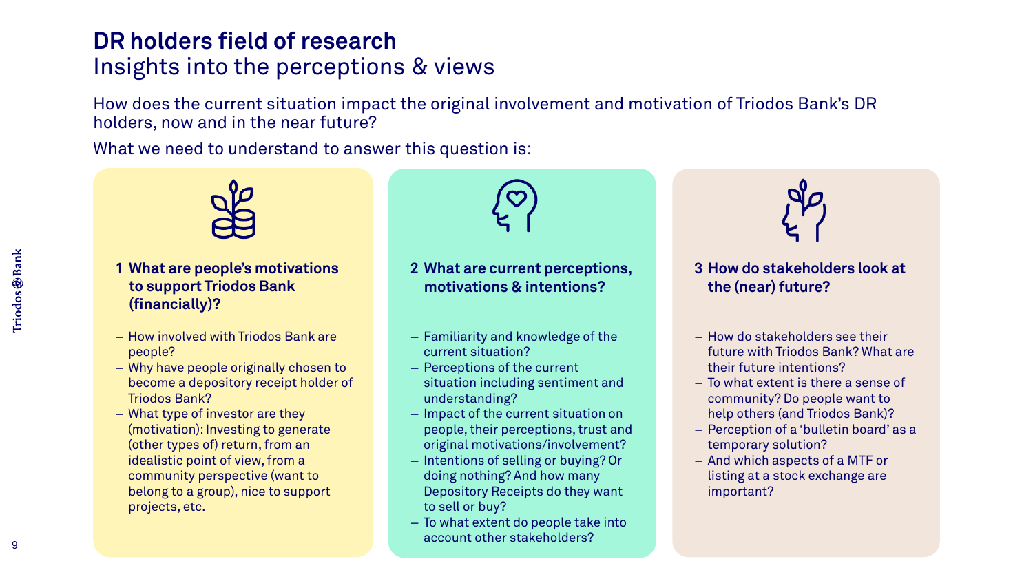# DR holders field of research

## Insights into the perceptions & views

How does the current situation impact the original involvement and motivation of Triodos Bank's DR holders, now and in the near future?

What we need to understand to answer this question is:

### 1 What are people's motivations to support Triodos Bank (financially)?

- How involved with Triodos Bank are people?
- Why have people originally chosen to become a depository receipt holder of Triodos Bank?
- What type of investor are they (motivation): Investing to generate (other types of) return, from an idealistic point of view, from a community perspective (want to belong to a group), nice to support projects, etc.

### 2 What are current perceptions, motivations & intentions?

- Familiarity and knowledge of the current situation?
- Perceptions of the current situation including sentiment and understanding?
- Impact of the current situation on people, their perceptions, trust and original motivations/involvement?
- Intentions of selling or buying? Or doing nothing? And how many Depository Receipts do they want to sell or buy?
- To what extent do people take into account other stakeholders?

### 3 How do stakeholders look at the (near) future?

- How do stakeholders see their future with Triodos Bank? What are their future intentions?
- To what extent is there a sense of community? Do people want to help others (and Triodos Bank)?
- Perception of a 'bulletin board' as a temporary solution?
- And which aspects of a MTF or listing at a stock exchange are important?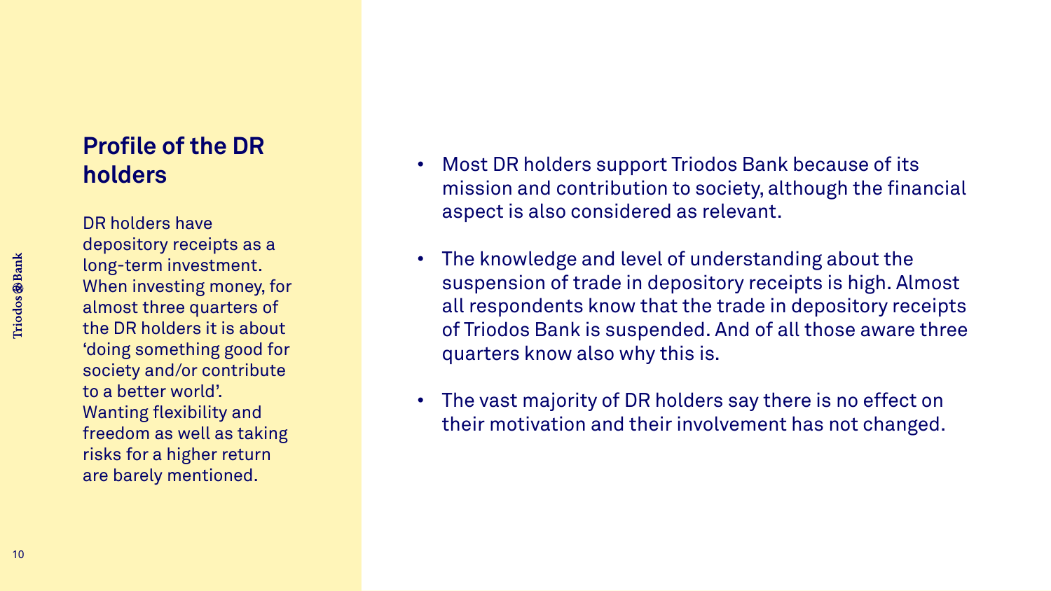## Profile of the DR holders

DR holders have depository receipts as a long-term investment. When investing money, for almost three quarters of the DR holders it is about 'doing something good for society and/or contribute to a better world'. Wanting flexibility and freedom as well as taking risks for a higher return are barely mentioned.

- Most DR holders support Triodos Bank because of its mission and contribution to society, although the financial aspect is also considered as relevant.
- The knowledge and level of understanding about the suspension of trade in depository receipts is high. Almost all respondents know that the trade in depository receipts of Triodos Bank is suspended. And of all those aware three quarters know also why this is.
- The vast majority of DR holders say there is no effect on their motivation and their involvement has not changed.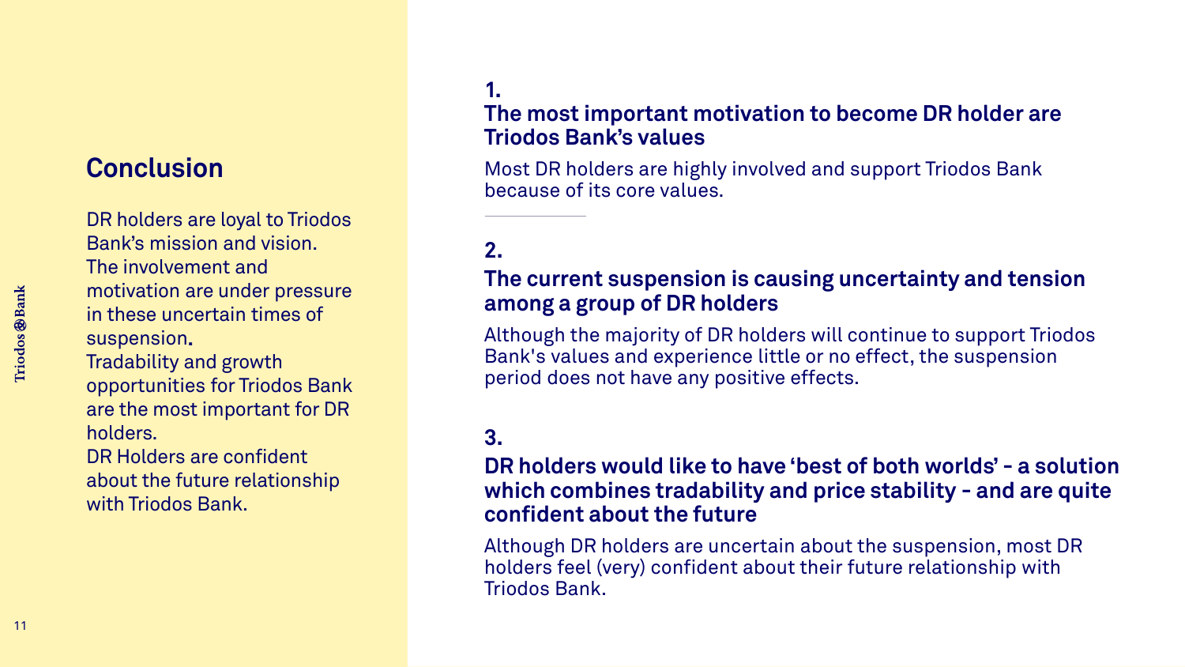## Conclusion

DR holders are loyal to Triodos Bank's mission and vision. The involvement and motivation are under pressure in these uncertain times of suspension. Tradability and growth opportunities for Triodos Bank are the most important for DR holders. DR Holders are confident about the future relationship with Triodos Bank.

### 1. The most important motivation to become DR holder are Triodos Bank's values

Most DR holders are highly involved and support Triodos Bank because of its core values.

### 2. The current suspension is causing uncertainty and tension among a group of DR holders

Although the majority of DR holders will continue to support Triodos Bank's values and experience little or no effect, the suspension period does not have any positive effects.

### 3. DR holders would like to have 'best of both worlds' - a solution which combines tradability and price stability - and are quite confident about the future

Although DR holders are uncertain about the suspension, most DR holders feel (very) confident about their future relationship with Triodos Bank.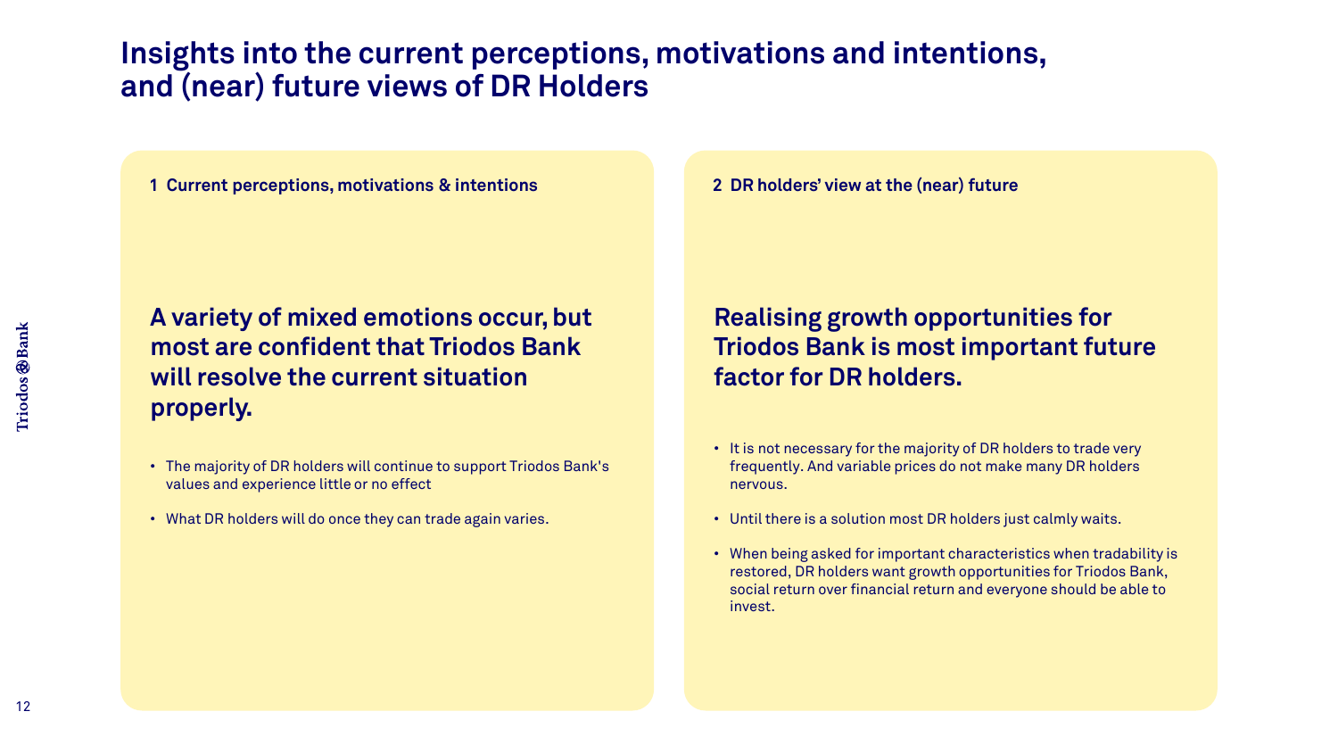# Insights into the current perceptions, motivations and intentions, and (near) future views of DR Holders

## 1 Current perceptions, motivations & intentions

### A variety of mixed emotions occur, but most are confident that Triodos Bank will resolve the current situation properly.

- The majority of DR holders will continue to support Triodos Bank's values and experience little or no effect
- What DR holders will do once they can trade again varies.

## 2 DR holders' view at the (near) future

### Realising growth opportunities for Triodos Bank is most important future factor for DR holders.

- It is not necessary for the majority of DR holders to trade very frequently. And variable prices do not make many DR holders nervous.
- Until there is a solution most DR holders just calmly waits.
- When being asked for important characteristics when tradability is restored, DR holders want growth opportunities for Triodos Bank, social return over financial return and everyone should be able to invest.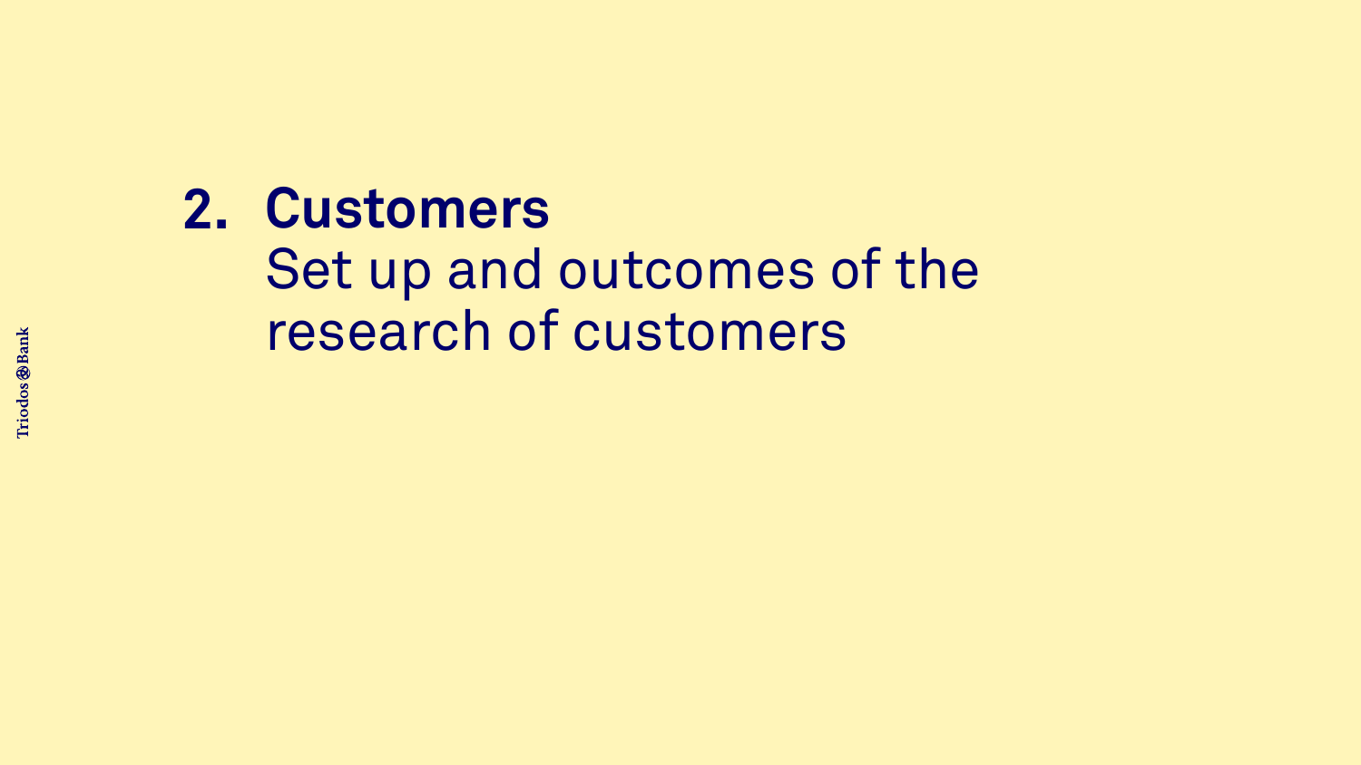## 2. Customers

Set up and outcomes of the research of customers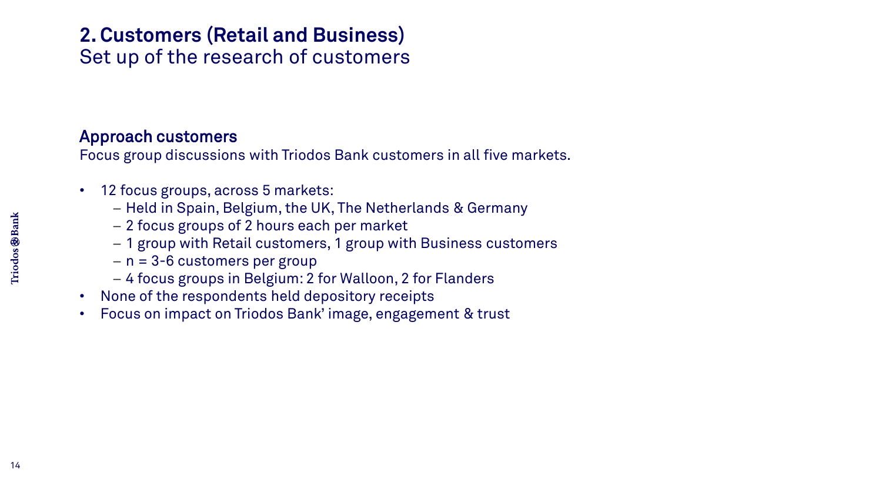# 2. Customers (Retail and Business)

## Set up of the research of customers

### Approach customers

Focus group discussions with Triodos Bank customers in all five markets.

- 12 focus groups, across 5 markets:
  - Held in Spain, Belgium, the UK, The Netherlands & Germany
  - 2 focus groups of 2 hours each per market
  - 1 group with Retail customers, 1 group with Business customers
  - n = 3-6 customers per group
  - 4 focus groups in Belgium: 2 for Walloon, 2 for Flanders
- None of the respondents held depository receipts
- Focus on impact on Triodos Bank' image, engagement & trust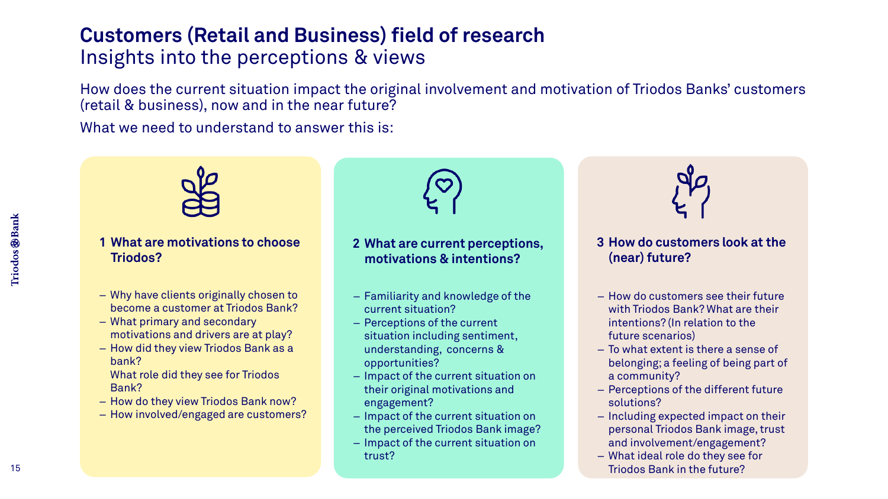# Customers (Retail and Business) field of research

## Insights into the perceptions & views

How does the current situation impact the original involvement and motivation of Triodos Banks' customers (retail & business), now and in the near future?

What we need to understand to answer this is:

### 1 What are motivations to choose Triodos?

- Why have clients originally chosen to become a customer at Triodos Bank?
- What primary and secondary motivations and drivers are at play?
- How did they view Triodos Bank as a bank?
  What role did they see for Triodos Bank?
- How do they view Triodos Bank now?
- How involved/engaged are customers?

### 2 What are current perceptions, motivations & intentions?

- Familiarity and knowledge of the current situation?
- Perceptions of the current situation including sentiment, understanding, concerns & opportunities?
- Impact of the current situation on their original motivations and engagement?
- Impact of the current situation on the perceived Triodos Bank image?
- Impact of the current situation on trust?

### 3 How do customers look at the (near) future?

- How do customers see their future with Triodos Bank? What are their intentions? (In relation to the future scenarios)
- To what extent is there a sense of belonging; a feeling of being part of a community?
- Perceptions of the different future solutions?
- Including expected impact on their personal Triodos Bank image, trust and involvement/engagement?
- What ideal role do they see for Triodos Bank in the future?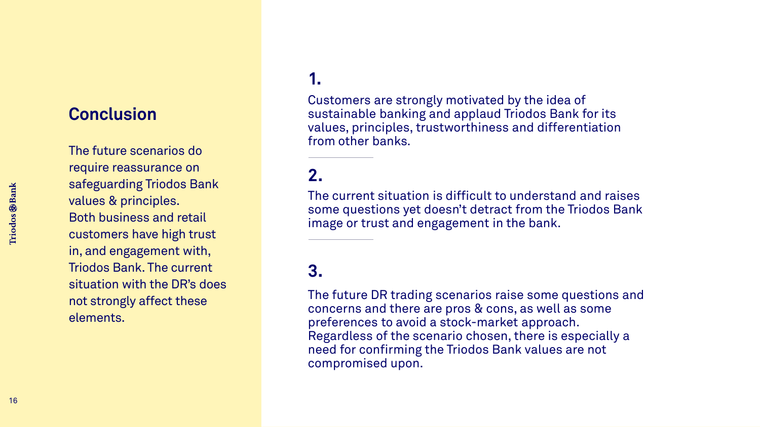## Conclusion

The future scenarios do require reassurance on safeguarding Triodos Bank values & principles. Both business and retail customers have high trust in, and engagement with, Triodos Bank. The current situation with the DR's does not strongly affect these elements.

**1.**

Customers are strongly motivated by the idea of sustainable banking and applaud Triodos Bank for its values, principles, trustworthiness and differentiation from other banks.

**2.**

The current situation is difficult to understand and raises some questions yet doesn't detract from the Triodos Bank image or trust and engagement in the bank.

**3.**

The future DR trading scenarios raise some questions and concerns and there are pros & cons, as well as some preferences to avoid a stock-market approach. Regardless of the scenario chosen, there is especially a need for confirming the Triodos Bank values are not compromised upon.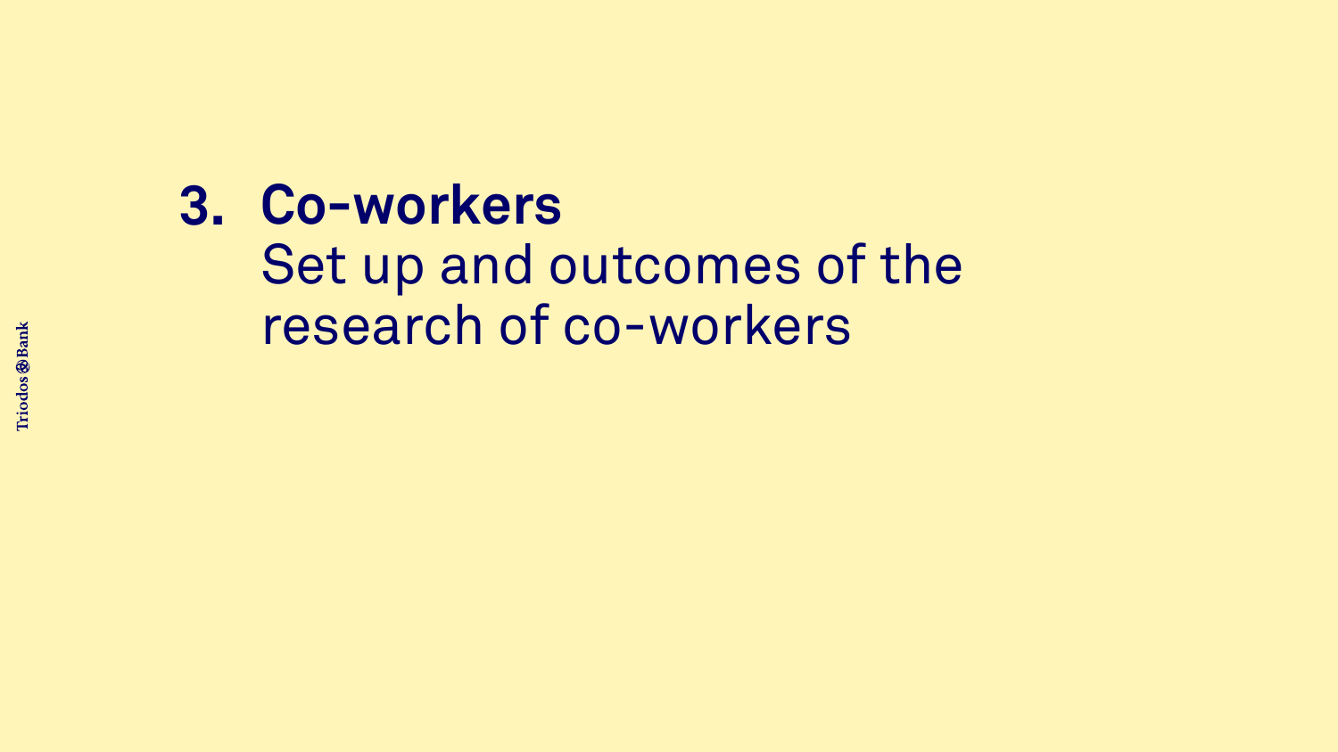# 3. Co-workers

Set up and outcomes of the research of co-workers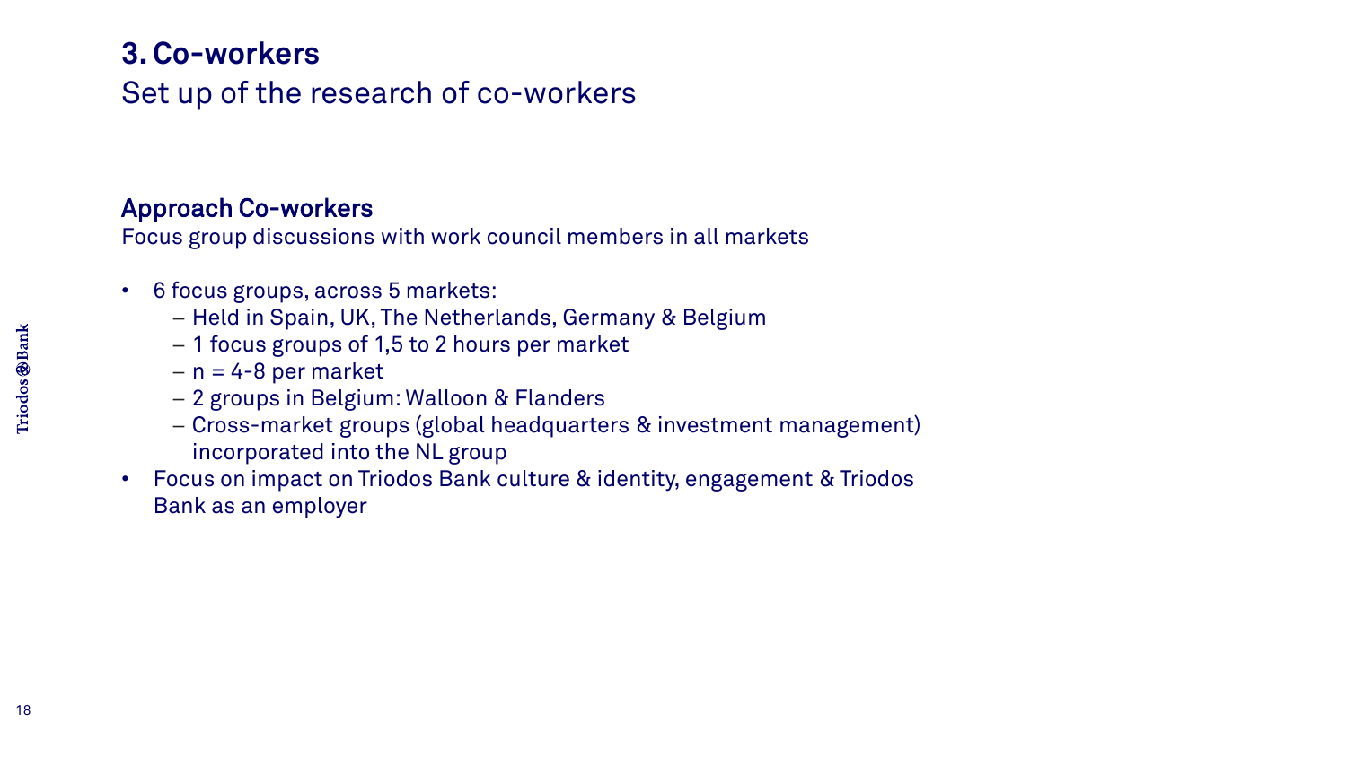# 3. Co-workers

## Set up of the research of co-workers

### Approach Co-workers

Focus group discussions with work council members in all markets

- 6 focus groups, across 5 markets:
  - Held in Spain, UK, The Netherlands, Germany & Belgium
  - 1 focus groups of 1,5 to 2 hours per market
  - n = 4-8 per market
  - 2 groups in Belgium: Walloon & Flanders
  - Cross-market groups (global headquarters & investment management) incorporated into the NL group
- Focus on impact on Triodos Bank culture & identity, engagement & Triodos Bank as an employer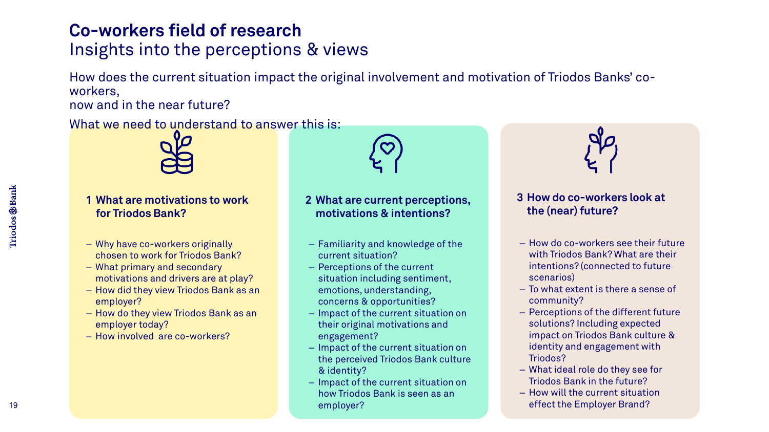# Co-workers field of research

## Insights into the perceptions & views

How does the current situation impact the original involvement and motivation of Triodos Banks' co-workers,
now and in the near future?

What we need to understand to answer this is:

### 1 What are motivations to work for Triodos Bank?

- Why have co-workers originally chosen to work for Triodos Bank?
- What primary and secondary motivations and drivers are at play?
- How did they view Triodos Bank as an employer?
- How do they view Triodos Bank as an employer today?
- How involved are co-workers?

### 2 What are current perceptions, motivations & intentions?

- Familiarity and knowledge of the current situation?
- Perceptions of the current situation including sentiment, emotions, understanding, concerns & opportunities?
- Impact of the current situation on their original motivations and engagement?
- Impact of the current situation on the perceived Triodos Bank culture & identity?
- Impact of the current situation on how Triodos Bank is seen as an employer?

### 3 How do co-workers look at the (near) future?

- How do co-workers see their future with Triodos Bank? What are their intentions? (connected to future scenarios)
- To what extent is there a sense of community?
- Perceptions of the different future solutions? Including expected impact on Triodos Bank culture & identity and engagement with Triodos?
- What ideal role do they see for Triodos Bank in the future?
- How will the current situation effect the Employer Brand?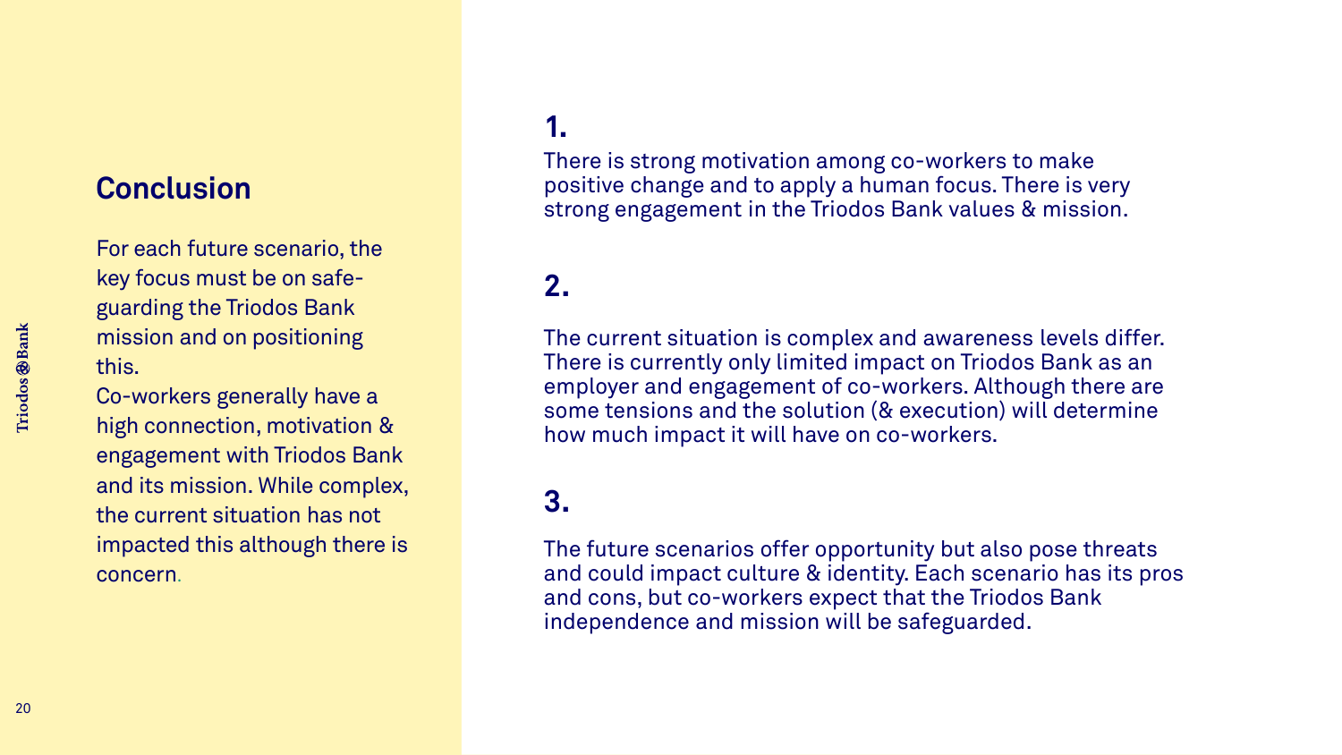## Conclusion

For each future scenario, the key focus must be on safe-guarding the Triodos Bank mission and on positioning this.

Co-workers generally have a high connection, motivation & engagement with Triodos Bank and its mission. While complex, the current situation has not impacted this although there is concern.

**1.**

There is strong motivation among co-workers to make positive change and to apply a human focus. There is very strong engagement in the Triodos Bank values & mission.

**2.**

The current situation is complex and awareness levels differ. There is currently only limited impact on Triodos Bank as an employer and engagement of co-workers. Although there are some tensions and the solution (& execution) will determine how much impact it will have on co-workers.

**3.**

The future scenarios offer opportunity but also pose threats and could impact culture & identity. Each scenario has its pros and cons, but co-workers expect that the Triodos Bank independence and mission will be safeguarded.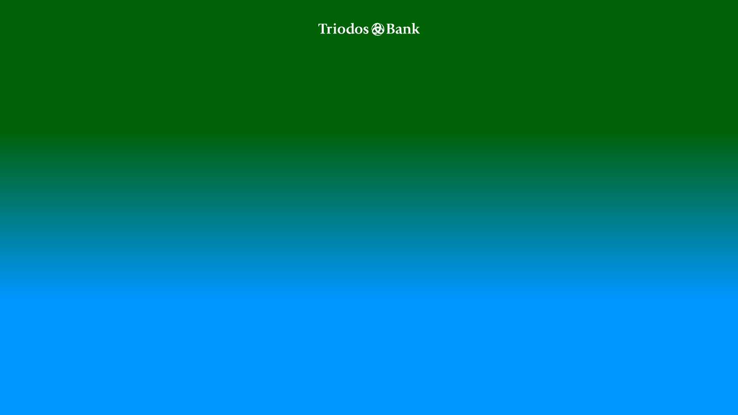Triodos Bank